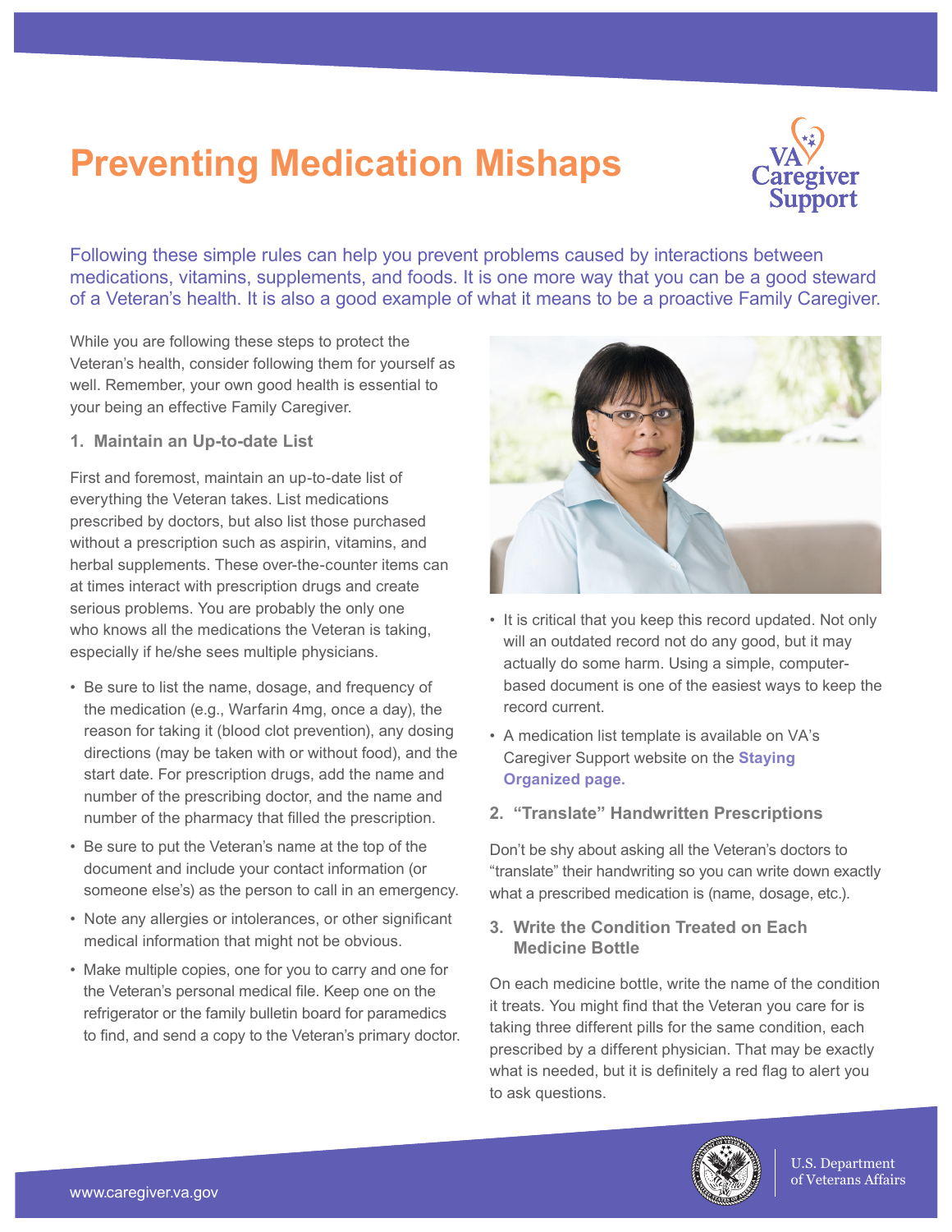# Preventing Medication Mishaps

Following these simple rules can help you prevent problems caused by interactions between medications, vitamins, supplements, and foods. It is one more way that you can be a good steward of a Veteran's health. It is also a good example of what it means to be a proactive Family Caregiver.

While you are following these steps to protect the Veteran's health, consider following them for yourself as well. Remember, your own good health is essential to your being an effective Family Caregiver.

### 1. Maintain an Up-to-date List

First and foremost, maintain an up-to-date list of everything the Veteran takes. List medications prescribed by doctors, but also list those purchased without a prescription such as aspirin, vitamins, and herbal supplements. These over-the-counter items can at times interact with prescription drugs and create serious problems. You are probably the only one who knows all the medications the Veteran is taking, especially if he/she sees multiple physicians.

- Be sure to list the name, dosage, and frequency of the medication (e.g., Warfarin 4mg, once a day), the reason for taking it (blood clot prevention), any dosing directions (may be taken with or without food), and the start date. For prescription drugs, add the name and number of the prescribing doctor, and the name and number of the pharmacy that filled the prescription.
- Be sure to put the Veteran's name at the top of the document and include your contact information (or someone else's) as the person to call in an emergency.
- Note any allergies or intolerances, or other significant medical information that might not be obvious.
- Make multiple copies, one for you to carry and one for the Veteran's personal medical file. Keep one on the refrigerator or the family bulletin board for paramedics to find, and send a copy to the Veteran's primary doctor.
- It is critical that you keep this record updated. Not only will an outdated record not do any good, but it may actually do some harm. Using a simple, computer-based document is one of the easiest ways to keep the record current.
- A medication list template is available on VA's Caregiver Support website on the **Staying Organized page.**

### 2. "Translate" Handwritten Prescriptions

Don't be shy about asking all the Veteran's doctors to "translate" their handwriting so you can write down exactly what a prescribed medication is (name, dosage, etc.).

### 3. Write the Condition Treated on Each Medicine Bottle

On each medicine bottle, write the name of the condition it treats. You might find that the Veteran you care for is taking three different pills for the same condition, each prescribed by a different physician. That may be exactly what is needed, but it is definitely a red flag to alert you to ask questions.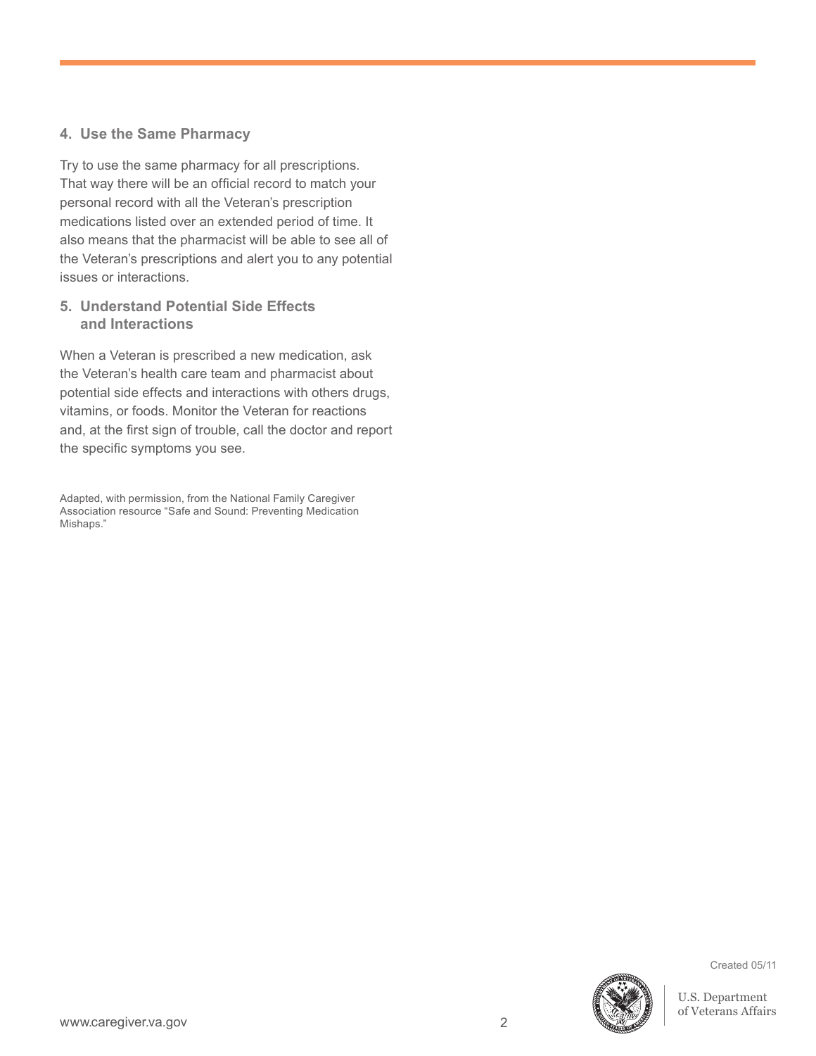#### 4. Use the Same Pharmacy

Try to use the same pharmacy for all prescriptions. That way there will be an official record to match your personal record with all the Veteran's prescription medications listed over an extended period of time. It also means that the pharmacist will be able to see all of the Veteran's prescriptions and alert you to any potential issues or interactions.

#### 5. Understand Potential Side Effects and Interactions

When a Veteran is prescribed a new medication, ask the Veteran's health care team and pharmacist about potential side effects and interactions with others drugs, vitamins, or foods. Monitor the Veteran for reactions and, at the first sign of trouble, call the doctor and report the specific symptoms you see.

Adapted, with permission, from the National Family Caregiver Association resource "Safe and Sound: Preventing Medication Mishaps."

Created 05/11

U.S. Department of Veterans Affairs

www.caregiver.va.gov